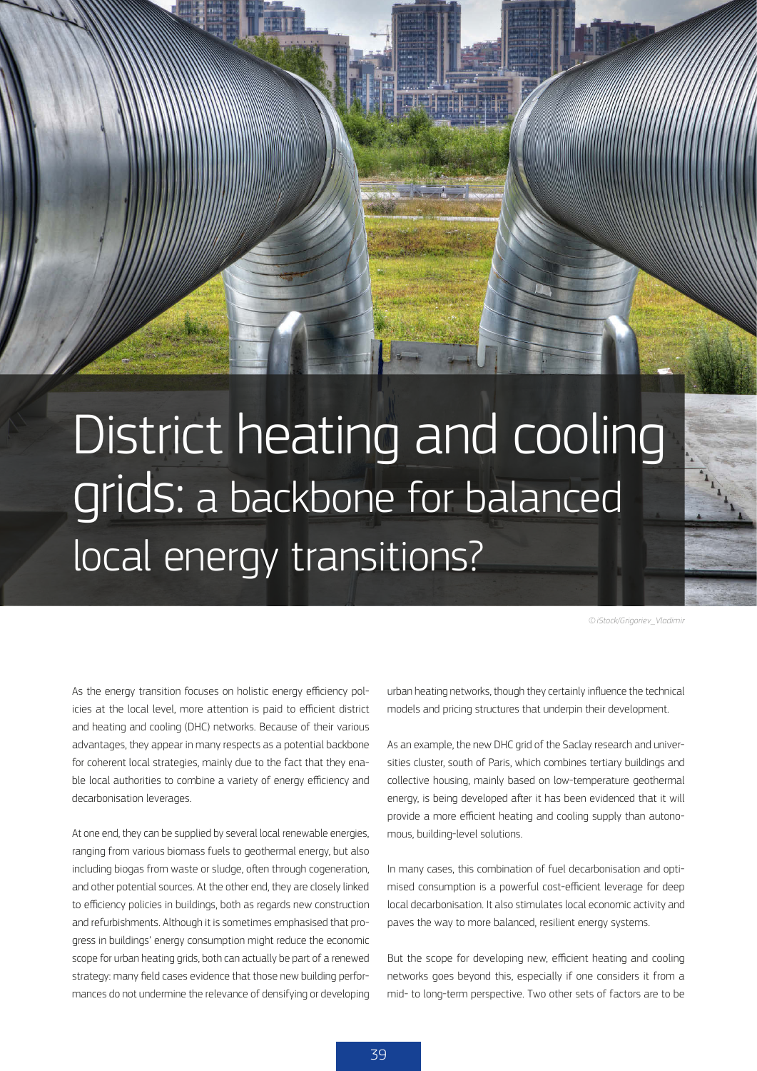# District heating and cooling grids: a backbone for balanced local energy transitions?

© iStock/Grigoriev_Vladimir

As the energy transition focuses on holistic energy efficiency policies at the local level, more attention is paid to efficient district and heating and cooling (DHC) networks. Because of their various advantages, they appear in many respects as a potential backbone for coherent local strategies, mainly due to the fact that they enable local authorities to combine a variety of energy efficiency and decarbonisation leverages.

At one end, they can be supplied by several local renewable energies, ranging from various biomass fuels to geothermal energy, but also including biogas from waste or sludge, often through cogeneration, and other potential sources. At the other end, they are closely linked to efficiency policies in buildings, both as regards new construction and refurbishments. Although it is sometimes emphasised that progress in buildings' energy consumption might reduce the economic scope for urban heating grids, both can actually be part of a renewed strategy: many field cases evidence that those new building performances do not undermine the relevance of densifying or developing urban heating networks, though they certainly influence the technical models and pricing structures that underpin their development.

As an example, the new DHC grid of the Saclay research and universities cluster, south of Paris, which combines tertiary buildings and collective housing, mainly based on low-temperature geothermal energy, is being developed after it has been evidenced that it will provide a more efficient heating and cooling supply than autonomous, building-level solutions.

In many cases, this combination of fuel decarbonisation and optimised consumption is a powerful cost-efficient leverage for deep local decarbonisation. It also stimulates local economic activity and paves the way to more balanced, resilient energy systems.

But the scope for developing new, efficient heating and cooling networks goes beyond this, especially if one considers it from a mid- to long-term perspective. Two other sets of factors are to be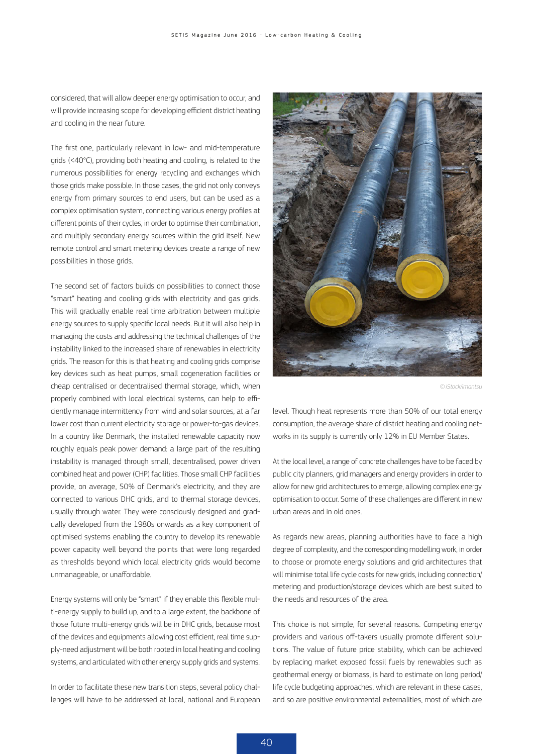considered, that will allow deeper energy optimisation to occur, and will provide increasing scope for developing efficient district heating and cooling in the near future.

The first one, particularly relevant in low- and mid-temperature grids (<40°C), providing both heating and cooling, is related to the numerous possibilities for energy recycling and exchanges which those grids make possible. In those cases, the grid not only conveys energy from primary sources to end users, but can be used as a complex optimisation system, connecting various energy profiles at different points of their cycles, in order to optimise their combination, and multiply secondary energy sources within the grid itself. New remote control and smart metering devices create a range of new possibilities in those grids.

The second set of factors builds on possibilities to connect those "smart" heating and cooling grids with electricity and gas grids. This will gradually enable real time arbitration between multiple energy sources to supply specific local needs. But it will also help in managing the costs and addressing the technical challenges of the instability linked to the increased share of renewables in electricity grids. The reason for this is that heating and cooling grids comprise key devices such as heat pumps, small cogeneration facilities or cheap centralised or decentralised thermal storage, which, when properly combined with local electrical systems, can help to efficiently manage intermittency from wind and solar sources, at a far lower cost than current electricity storage or power-to-gas devices. In a country like Denmark, the installed renewable capacity now roughly equals peak power demand: a large part of the resulting instability is managed through small, decentralised, power driven combined heat and power (CHP) facilities. Those small CHP facilities provide, on average, 50% of Denmark's electricity, and they are connected to various DHC grids, and to thermal storage devices, usually through water. They were consciously designed and gradually developed from the 1980s onwards as a key component of optimised systems enabling the country to develop its renewable power capacity well beyond the points that were long regarded as thresholds beyond which local electricity grids would become unmanageable, or unaffordable.

Energy systems will only be "smart" if they enable this flexible multi-energy supply to build up, and to a large extent, the backbone of those future multi-energy grids will be in DHC grids, because most of the devices and equipments allowing cost efficient, real time supply-need adjustment will be both rooted in local heating and cooling systems, and articulated with other energy supply grids and systems.

In order to facilitate these new transition steps, several policy challenges will have to be addressed at local, national and European level. Though heat represents more than 50% of our total energy consumption, the average share of district heating and cooling networks in its supply is currently only 12% in EU Member States.

© iStock/imantsu

At the local level, a range of concrete challenges have to be faced by public city planners, grid managers and energy providers in order to allow for new grid architectures to emerge, allowing complex energy optimisation to occur. Some of these challenges are different in new urban areas and in old ones.

As regards new areas, planning authorities have to face a high degree of complexity, and the corresponding modelling work, in order to choose or promote energy solutions and grid architectures that will minimise total life cycle costs for new grids, including connection/metering and production/storage devices which are best suited to the needs and resources of the area.

This choice is not simple, for several reasons. Competing energy providers and various off-takers usually promote different solutions. The value of future price stability, which can be achieved by replacing market exposed fossil fuels by renewables such as geothermal energy or biomass, is hard to estimate on long period/life cycle budgeting approaches, which are relevant in these cases, and so are positive environmental externalities, most of which are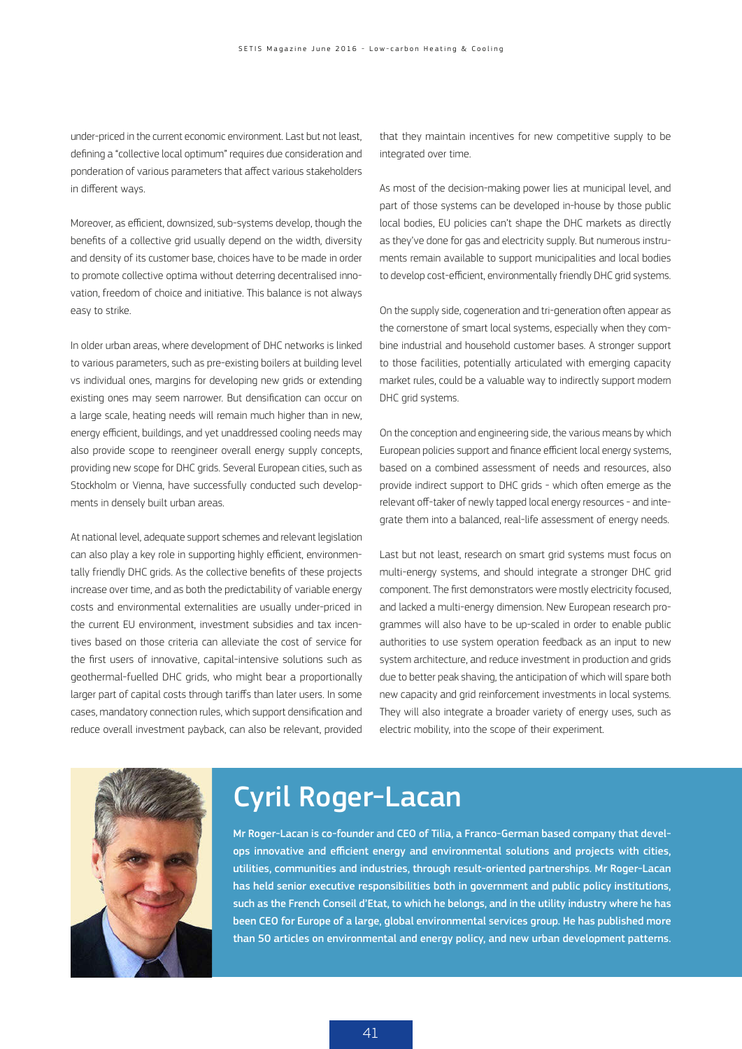under-priced in the current economic environment. Last but not least, defining a "collective local optimum" requires due consideration and ponderation of various parameters that affect various stakeholders in different ways.

Moreover, as efficient, downsized, sub-systems develop, though the benefits of a collective grid usually depend on the width, diversity and density of its customer base, choices have to be made in order to promote collective optima without deterring decentralised innovation, freedom of choice and initiative. This balance is not always easy to strike.

In older urban areas, where development of DHC networks is linked to various parameters, such as pre-existing boilers at building level vs individual ones, margins for developing new grids or extending existing ones may seem narrower. But densification can occur on a large scale, heating needs will remain much higher than in new, energy efficient, buildings, and yet unaddressed cooling needs may also provide scope to reengineer overall energy supply concepts, providing new scope for DHC grids. Several European cities, such as Stockholm or Vienna, have successfully conducted such developments in densely built urban areas.

At national level, adequate support schemes and relevant legislation can also play a key role in supporting highly efficient, environmentally friendly DHC grids. As the collective benefits of these projects increase over time, and as both the predictability of variable energy costs and environmental externalities are usually under-priced in the current EU environment, investment subsidies and tax incentives based on those criteria can alleviate the cost of service for the first users of innovative, capital-intensive solutions such as geothermal-fuelled DHC grids, who might bear a proportionally larger part of capital costs through tariffs than later users. In some cases, mandatory connection rules, which support densification and reduce overall investment payback, can also be relevant, provided that they maintain incentives for new competitive supply to be integrated over time.

As most of the decision-making power lies at municipal level, and part of those systems can be developed in-house by those public local bodies, EU policies can't shape the DHC markets as directly as they've done for gas and electricity supply. But numerous instruments remain available to support municipalities and local bodies to develop cost-efficient, environmentally friendly DHC grid systems.

On the supply side, cogeneration and tri-generation often appear as the cornerstone of smart local systems, especially when they combine industrial and household customer bases. A stronger support to those facilities, potentially articulated with emerging capacity market rules, could be a valuable way to indirectly support modern DHC grid systems.

On the conception and engineering side, the various means by which European policies support and finance efficient local energy systems, based on a combined assessment of needs and resources, also provide indirect support to DHC grids - which often emerge as the relevant off-taker of newly tapped local energy resources - and integrate them into a balanced, real-life assessment of energy needs.

Last but not least, research on smart grid systems must focus on multi-energy systems, and should integrate a stronger DHC grid component. The first demonstrators were mostly electricity focused, and lacked a multi-energy dimension. New European research programmes will also have to be up-scaled in order to enable public authorities to use system operation feedback as an input to new system architecture, and reduce investment in production and grids due to better peak shaving, the anticipation of which will spare both new capacity and grid reinforcement investments in local systems. They will also integrate a broader variety of energy uses, such as electric mobility, into the scope of their experiment.

## Cyril Roger-Lacan

**Mr Roger-Lacan is co-founder and CEO of Tilia, a Franco-German based company that develops innovative and efficient energy and environmental solutions and projects with cities, utilities, communities and industries, through result-oriented partnerships. Mr Roger-Lacan has held senior executive responsibilities both in government and public policy institutions, such as the French Conseil d'Etat, to which he belongs, and in the utility industry where he has been CEO for Europe of a large, global environmental services group. He has published more than 50 articles on environmental and energy policy, and new urban development patterns.**